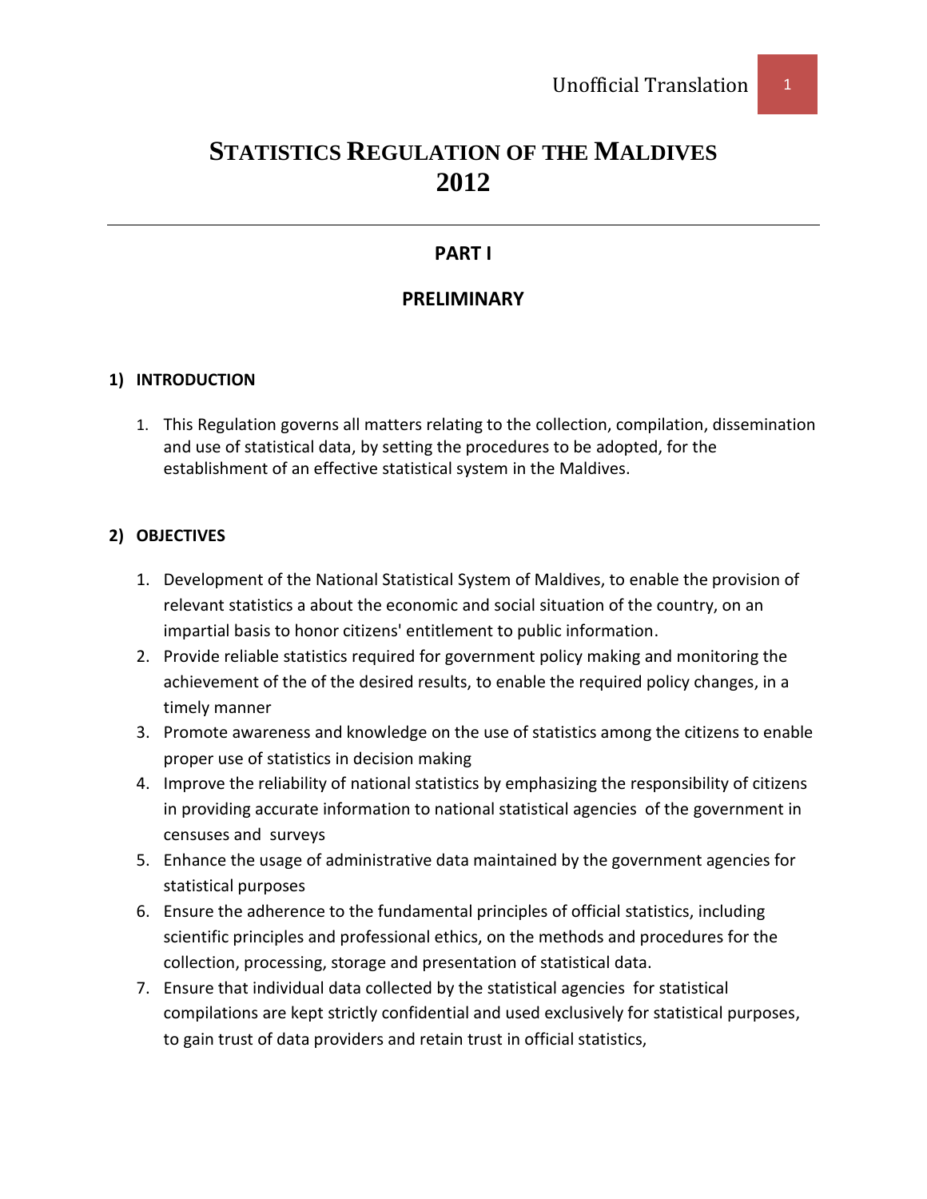# STATISTICS REGULATION OF THE MALDIVES 2012

## PART I

## PRELIMINARY

### 1) INTRODUCTION

1. This Regulation governs all matters relating to the collection, compilation, dissemination and use of statistical data, by setting the procedures to be adopted, for the establishment of an effective statistical system in the Maldives.

### 2) OBJECTIVES

1. Development of the National Statistical System of Maldives, to enable the provision of relevant statistics a about the economic and social situation of the country, on an impartial basis to honor citizens' entitlement to public information.
2. Provide reliable statistics required for government policy making and monitoring the achievement of the of the desired results, to enable the required policy changes, in a timely manner
3. Promote awareness and knowledge on the use of statistics among the citizens to enable proper use of statistics in decision making
4. Improve the reliability of national statistics by emphasizing the responsibility of citizens in providing accurate information to national statistical agencies of the government in censuses and surveys
5. Enhance the usage of administrative data maintained by the government agencies for statistical purposes
6. Ensure the adherence to the fundamental principles of official statistics, including scientific principles and professional ethics, on the methods and procedures for the collection, processing, storage and presentation of statistical data.
7. Ensure that individual data collected by the statistical agencies for statistical compilations are kept strictly confidential and used exclusively for statistical purposes, to gain trust of data providers and retain trust in official statistics,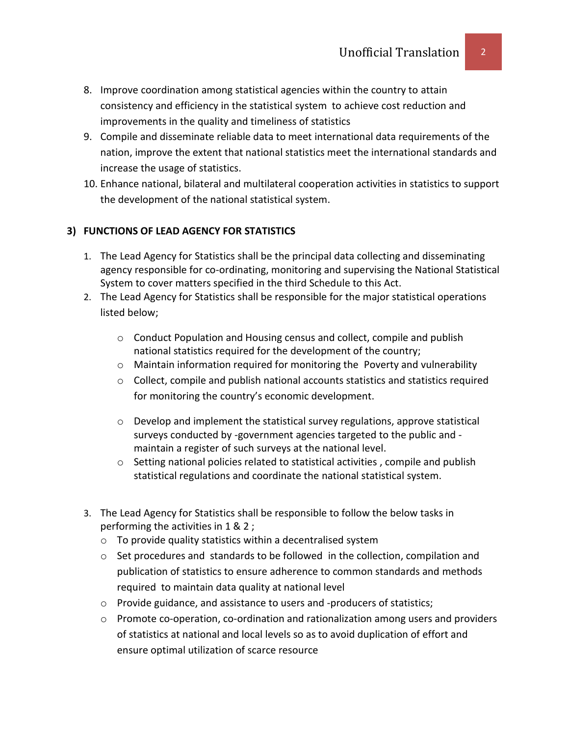8. Improve coordination among statistical agencies within the country to attain consistency and efficiency in the statistical system to achieve cost reduction and improvements in the quality and timeliness of statistics
9. Compile and disseminate reliable data to meet international data requirements of the nation, improve the extent that national statistics meet the international standards and increase the usage of statistics.
10. Enhance national, bilateral and multilateral cooperation activities in statistics to support the development of the national statistical system.

## 3) FUNCTIONS OF LEAD AGENCY FOR STATISTICS

1. The Lead Agency for Statistics shall be the principal data collecting and disseminating agency responsible for co-ordinating, monitoring and supervising the National Statistical System to cover matters specified in the third Schedule to this Act.
2. The Lead Agency for Statistics shall be responsible for the major statistical operations listed below;
   - Conduct Population and Housing census and collect, compile and publish national statistics required for the development of the country;
   - Maintain information required for monitoring the Poverty and vulnerability
   - Collect, compile and publish national accounts statistics and statistics required for monitoring the country's economic development.
   - Develop and implement the statistical survey regulations, approve statistical surveys conducted by -government agencies targeted to the public and -maintain a register of such surveys at the national level.
   - Setting national policies related to statistical activities , compile and publish statistical regulations and coordinate the national statistical system.
3. The Lead Agency for Statistics shall be responsible to follow the below tasks in performing the activities in 1 & 2 ;
   - To provide quality statistics within a decentralised system
   - Set procedures and standards to be followed in the collection, compilation and publication of statistics to ensure adherence to common standards and methods required to maintain data quality at national level
   - Provide guidance, and assistance to users and -producers of statistics;
   - Promote co-operation, co-ordination and rationalization among users and providers of statistics at national and local levels so as to avoid duplication of effort and ensure optimal utilization of scarce resource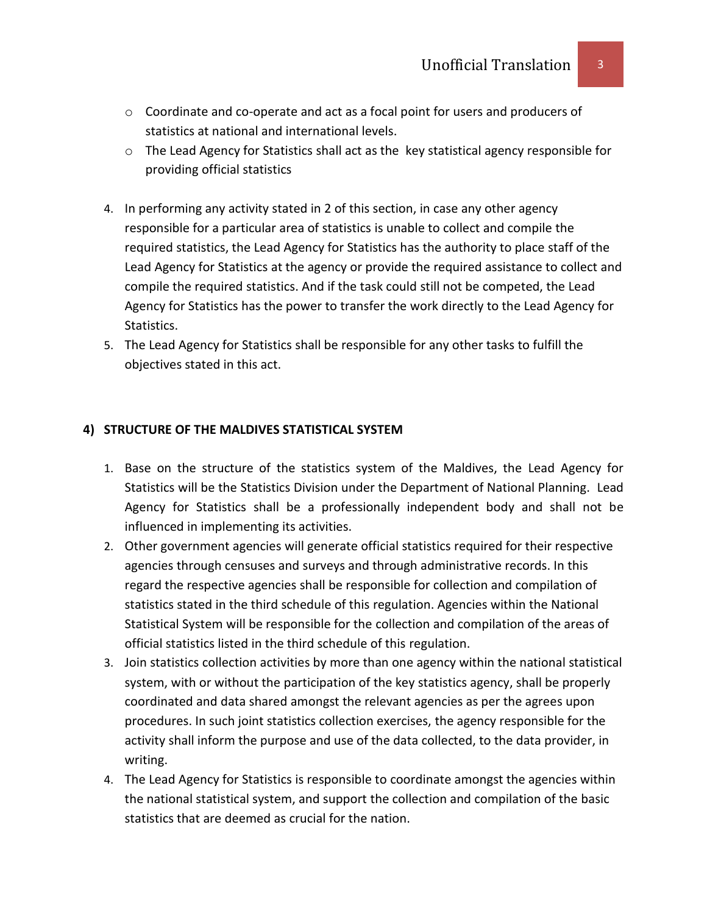- Coordinate and co-operate and act as a focal point for users and producers of statistics at national and international levels.
- The Lead Agency for Statistics shall act as the key statistical agency responsible for providing official statistics

4. In performing any activity stated in 2 of this section, in case any other agency responsible for a particular area of statistics is unable to collect and compile the required statistics, the Lead Agency for Statistics has the authority to place staff of the Lead Agency for Statistics at the agency or provide the required assistance to collect and compile the required statistics. And if the task could still not be competed, the Lead Agency for Statistics has the power to transfer the work directly to the Lead Agency for Statistics.
5. The Lead Agency for Statistics shall be responsible for any other tasks to fulfill the objectives stated in this act.

## 4) STRUCTURE OF THE MALDIVES STATISTICAL SYSTEM

1. Base on the structure of the statistics system of the Maldives, the Lead Agency for Statistics will be the Statistics Division under the Department of National Planning. Lead Agency for Statistics shall be a professionally independent body and shall not be influenced in implementing its activities.
2. Other government agencies will generate official statistics required for their respective agencies through censuses and surveys and through administrative records. In this regard the respective agencies shall be responsible for collection and compilation of statistics stated in the third schedule of this regulation. Agencies within the National Statistical System will be responsible for the collection and compilation of the areas of official statistics listed in the third schedule of this regulation.
3. Join statistics collection activities by more than one agency within the national statistical system, with or without the participation of the key statistics agency, shall be properly coordinated and data shared amongst the relevant agencies as per the agrees upon procedures. In such joint statistics collection exercises, the agency responsible for the activity shall inform the purpose and use of the data collected, to the data provider, in writing.
4. The Lead Agency for Statistics is responsible to coordinate amongst the agencies within the national statistical system, and support the collection and compilation of the basic statistics that are deemed as crucial for the nation.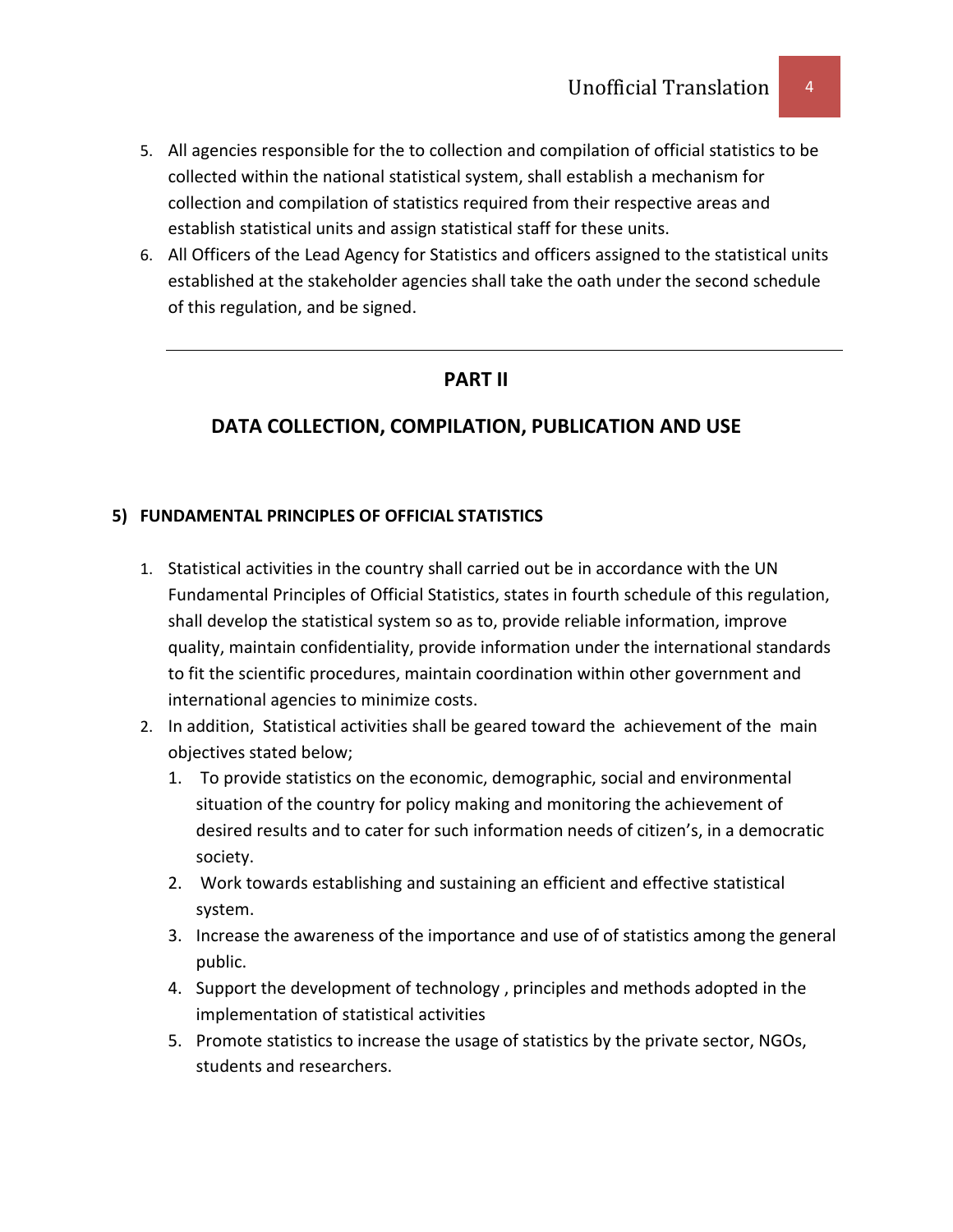5. All agencies responsible for the to collection and compilation of official statistics to be collected within the national statistical system, shall establish a mechanism for collection and compilation of statistics required from their respective areas and establish statistical units and assign statistical staff for these units.
6. All Officers of the Lead Agency for Statistics and officers assigned to the statistical units established at the stakeholder agencies shall take the oath under the second schedule of this regulation, and be signed.

---

## PART II

## DATA COLLECTION, COMPILATION, PUBLICATION AND USE

### 5) FUNDAMENTAL PRINCIPLES OF OFFICIAL STATISTICS

1. Statistical activities in the country shall carried out be in accordance with the UN Fundamental Principles of Official Statistics, states in fourth schedule of this regulation, shall develop the statistical system so as to, provide reliable information, improve quality, maintain confidentiality, provide information under the international standards to fit the scientific procedures, maintain coordination within other government and international agencies to minimize costs.
2. In addition, Statistical activities shall be geared toward the achievement of the main objectives stated below;
   1. To provide statistics on the economic, demographic, social and environmental situation of the country for policy making and monitoring the achievement of desired results and to cater for such information needs of citizen's, in a democratic society.
   2. Work towards establishing and sustaining an efficient and effective statistical system.
   3. Increase the awareness of the importance and use of of statistics among the general public.
   4. Support the development of technology , principles and methods adopted in the implementation of statistical activities
   5. Promote statistics to increase the usage of statistics by the private sector, NGOs, students and researchers.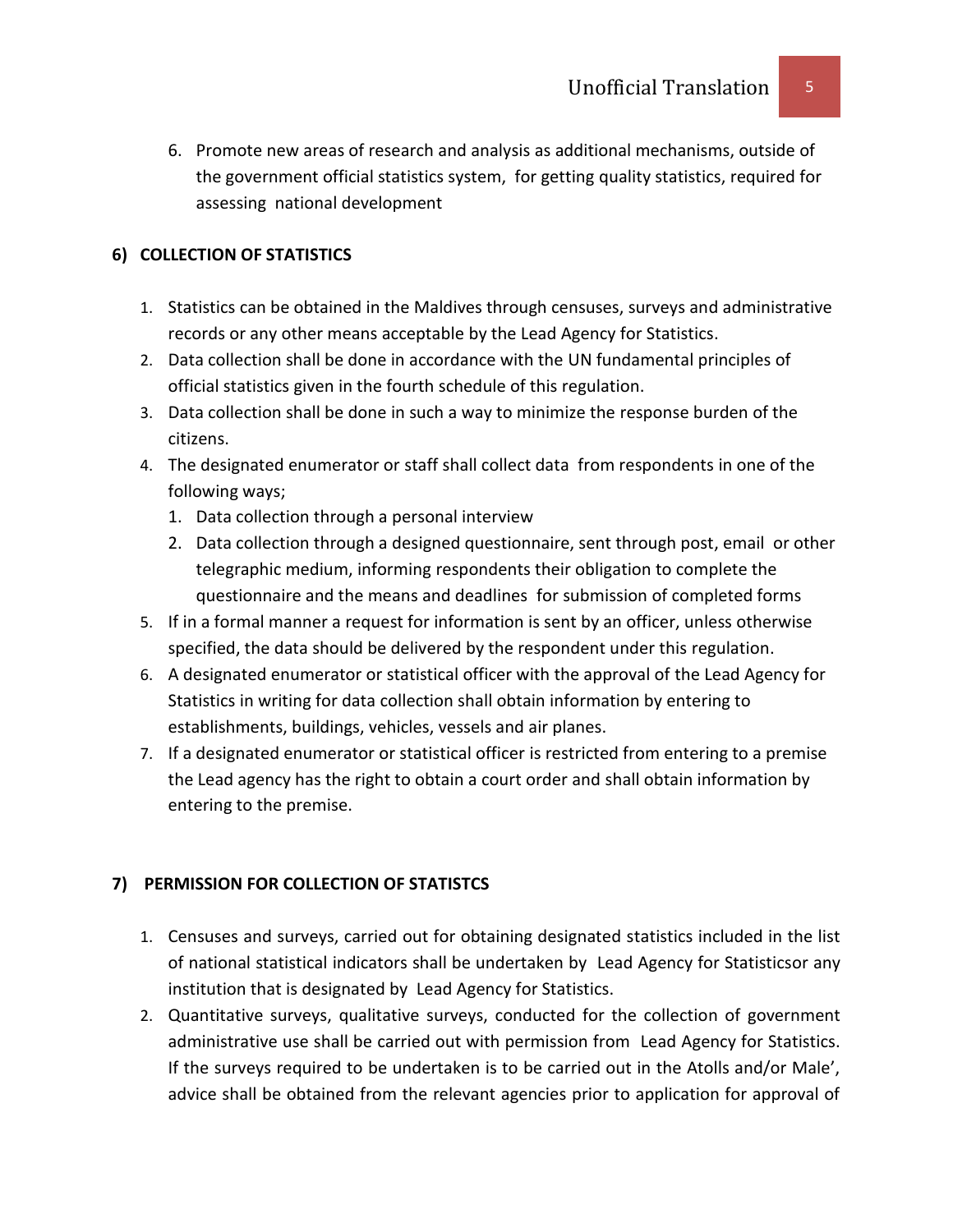6. Promote new areas of research and analysis as additional mechanisms, outside of the government official statistics system, for getting quality statistics, required for assessing national development

## 6) COLLECTION OF STATISTICS

1. Statistics can be obtained in the Maldives through censuses, surveys and administrative records or any other means acceptable by the Lead Agency for Statistics.
2. Data collection shall be done in accordance with the UN fundamental principles of official statistics given in the fourth schedule of this regulation.
3. Data collection shall be done in such a way to minimize the response burden of the citizens.
4. The designated enumerator or staff shall collect data from respondents in one of the following ways;
   1. Data collection through a personal interview
   2. Data collection through a designed questionnaire, sent through post, email or other telegraphic medium, informing respondents their obligation to complete the questionnaire and the means and deadlines for submission of completed forms
5. If in a formal manner a request for information is sent by an officer, unless otherwise specified, the data should be delivered by the respondent under this regulation.
6. A designated enumerator or statistical officer with the approval of the Lead Agency for Statistics in writing for data collection shall obtain information by entering to establishments, buildings, vehicles, vessels and air planes.
7. If a designated enumerator or statistical officer is restricted from entering to a premise the Lead agency has the right to obtain a court order and shall obtain information by entering to the premise.

## 7) PERMISSION FOR COLLECTION OF STATISTCS

1. Censuses and surveys, carried out for obtaining designated statistics included in the list of national statistical indicators shall be undertaken by Lead Agency for Statisticsor any institution that is designated by Lead Agency for Statistics.
2. Quantitative surveys, qualitative surveys, conducted for the collection of government administrative use shall be carried out with permission from Lead Agency for Statistics. If the surveys required to be undertaken is to be carried out in the Atolls and/or Male', advice shall be obtained from the relevant agencies prior to application for approval of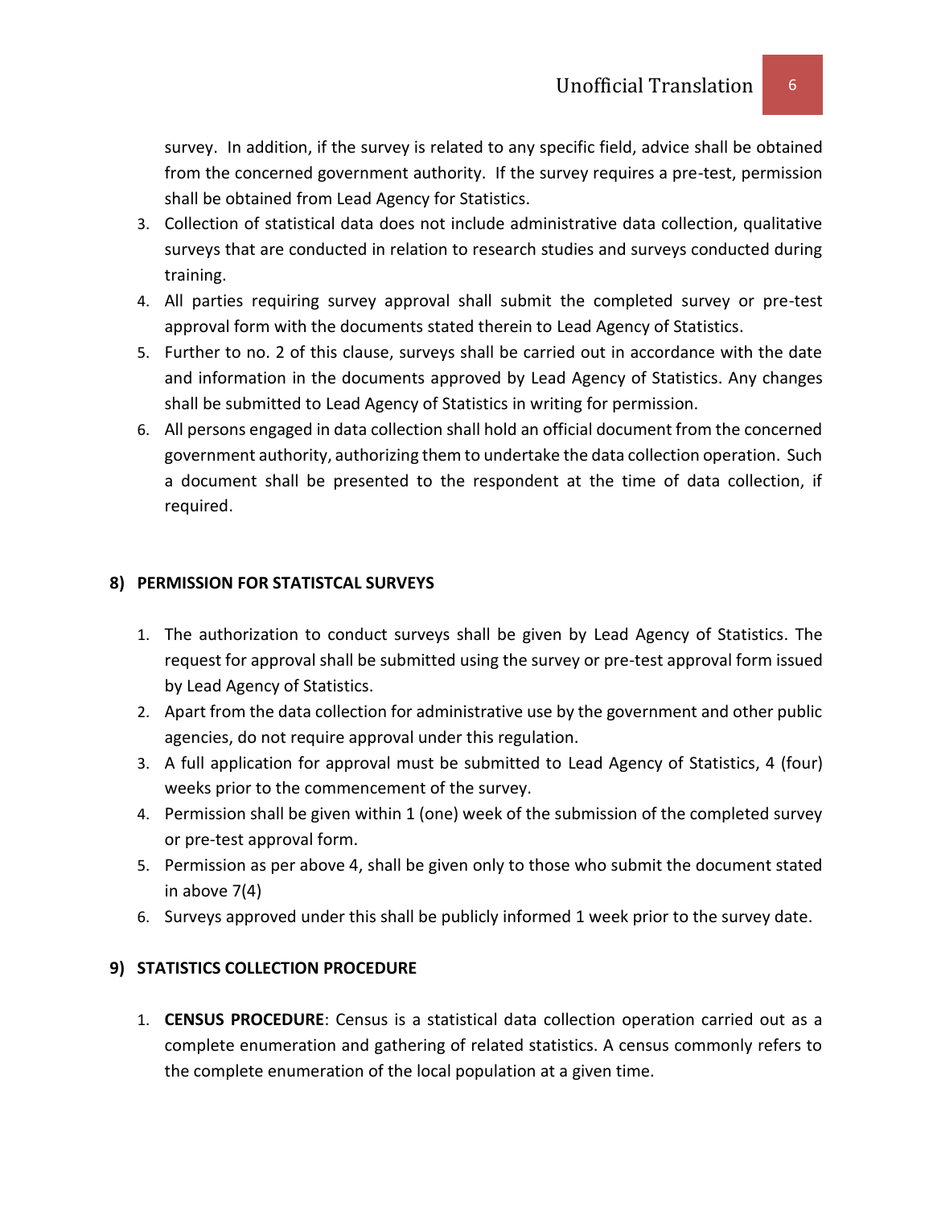survey. In addition, if the survey is related to any specific field, advice shall be obtained from the concerned government authority. If the survey requires a pre-test, permission shall be obtained from Lead Agency for Statistics.

3. Collection of statistical data does not include administrative data collection, qualitative surveys that are conducted in relation to research studies and surveys conducted during training.
4. All parties requiring survey approval shall submit the completed survey or pre-test approval form with the documents stated therein to Lead Agency of Statistics.
5. Further to no. 2 of this clause, surveys shall be carried out in accordance with the date and information in the documents approved by Lead Agency of Statistics. Any changes shall be submitted to Lead Agency of Statistics in writing for permission.
6. All persons engaged in data collection shall hold an official document from the concerned government authority, authorizing them to undertake the data collection operation. Such a document shall be presented to the respondent at the time of data collection, if required.

## 8) PERMISSION FOR STATISTCAL SURVEYS

1. The authorization to conduct surveys shall be given by Lead Agency of Statistics. The request for approval shall be submitted using the survey or pre-test approval form issued by Lead Agency of Statistics.
2. Apart from the data collection for administrative use by the government and other public agencies, do not require approval under this regulation.
3. A full application for approval must be submitted to Lead Agency of Statistics, 4 (four) weeks prior to the commencement of the survey.
4. Permission shall be given within 1 (one) week of the submission of the completed survey or pre-test approval form.
5. Permission as per above 4, shall be given only to those who submit the document stated in above 7(4)
6. Surveys approved under this shall be publicly informed 1 week prior to the survey date.

## 9) STATISTICS COLLECTION PROCEDURE

1. **CENSUS PROCEDURE**: Census is a statistical data collection operation carried out as a complete enumeration and gathering of related statistics. A census commonly refers to the complete enumeration of the local population at a given time.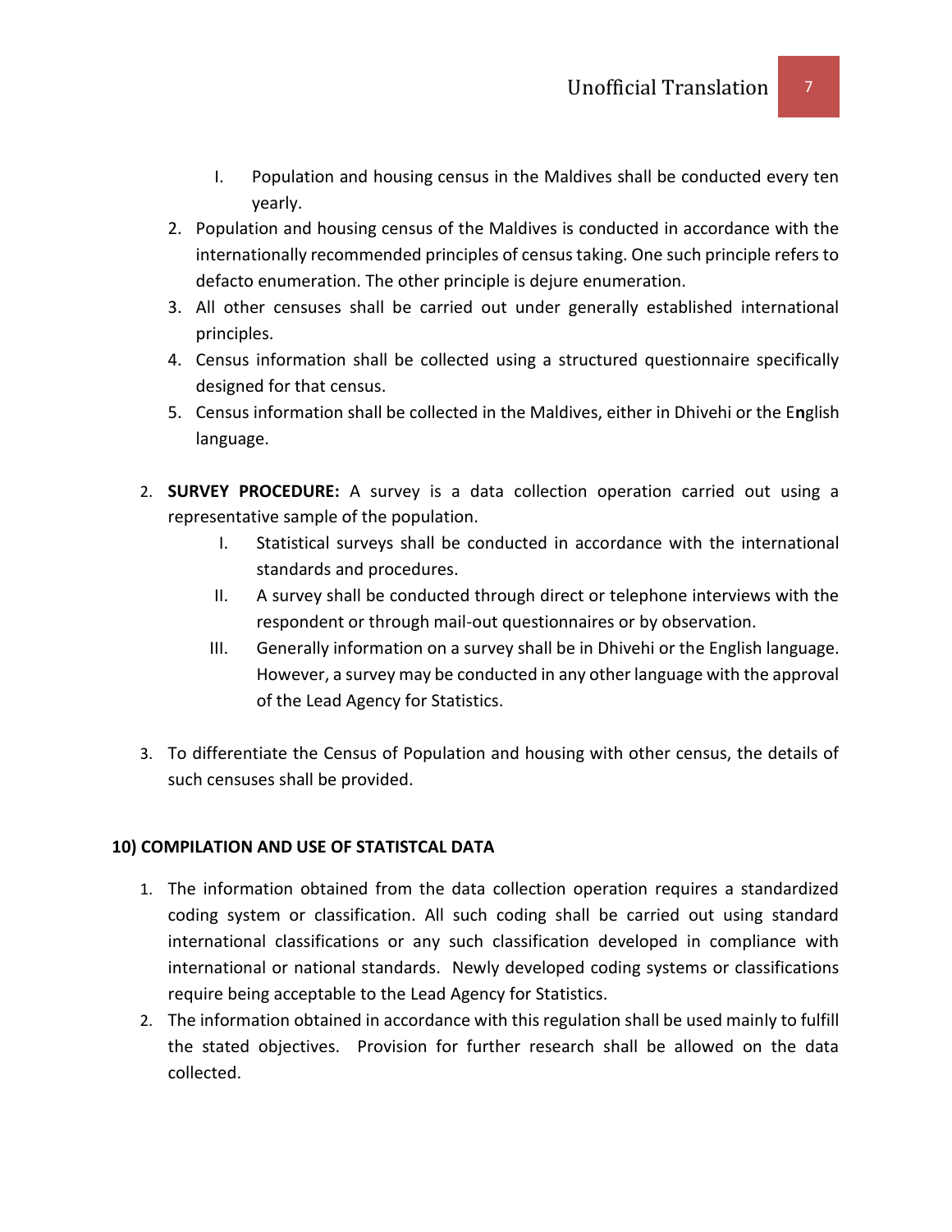I. Population and housing census in the Maldives shall be conducted every ten yearly.

2. Population and housing census of the Maldives is conducted in accordance with the internationally recommended principles of census taking. One such principle refers to defacto enumeration. The other principle is dejure enumeration.
3. All other censuses shall be carried out under generally established international principles.
4. Census information shall be collected using a structured questionnaire specifically designed for that census.
5. Census information shall be collected in the Maldives, either in Dhivehi or the English language.

2. **SURVEY PROCEDURE:** A survey is a data collection operation carried out using a representative sample of the population.
   I. Statistical surveys shall be conducted in accordance with the international standards and procedures.
   II. A survey shall be conducted through direct or telephone interviews with the respondent or through mail-out questionnaires or by observation.
   III. Generally information on a survey shall be in Dhivehi or the English language. However, a survey may be conducted in any other language with the approval of the Lead Agency for Statistics.

3. To differentiate the Census of Population and housing with other census, the details of such censuses shall be provided.

**10) COMPILATION AND USE OF STATISTCAL DATA**

1. The information obtained from the data collection operation requires a standardized coding system or classification. All such coding shall be carried out using standard international classifications or any such classification developed in compliance with international or national standards. Newly developed coding systems or classifications require being acceptable to the Lead Agency for Statistics.
2. The information obtained in accordance with this regulation shall be used mainly to fulfill the stated objectives. Provision for further research shall be allowed on the data collected.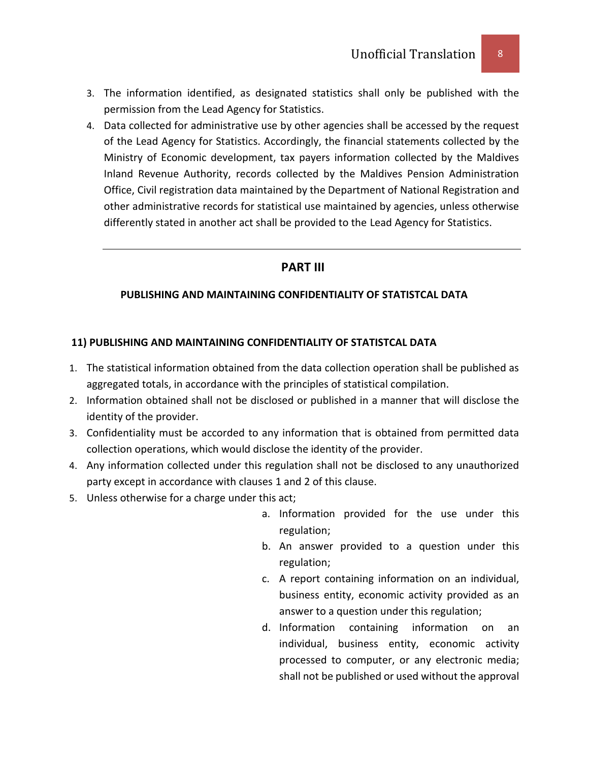3. The information identified, as designated statistics shall only be published with the permission from the Lead Agency for Statistics.
4. Data collected for administrative use by other agencies shall be accessed by the request of the Lead Agency for Statistics. Accordingly, the financial statements collected by the Ministry of Economic development, tax payers information collected by the Maldives Inland Revenue Authority, records collected by the Maldives Pension Administration Office, Civil registration data maintained by the Department of National Registration and other administrative records for statistical use maintained by agencies, unless otherwise differently stated in another act shall be provided to the Lead Agency for Statistics.

---

## PART III

### PUBLISHING AND MAINTAINING CONFIDENTIALITY OF STATISTCAL DATA

#### 11) PUBLISHING AND MAINTAINING CONFIDENTIALITY OF STATISTCAL DATA

1. The statistical information obtained from the data collection operation shall be published as aggregated totals, in accordance with the principles of statistical compilation.
2. Information obtained shall not be disclosed or published in a manner that will disclose the identity of the provider.
3. Confidentiality must be accorded to any information that is obtained from permitted data collection operations, which would disclose the identity of the provider.
4. Any information collected under this regulation shall not be disclosed to any unauthorized party except in accordance with clauses 1 and 2 of this clause.
5. Unless otherwise for a charge under this act;
   a. Information provided for the use under this regulation;
   b. An answer provided to a question under this regulation;
   c. A report containing information on an individual, business entity, economic activity provided as an answer to a question under this regulation;
   d. Information containing information on an individual, business entity, economic activity processed to computer, or any electronic media; shall not be published or used without the approval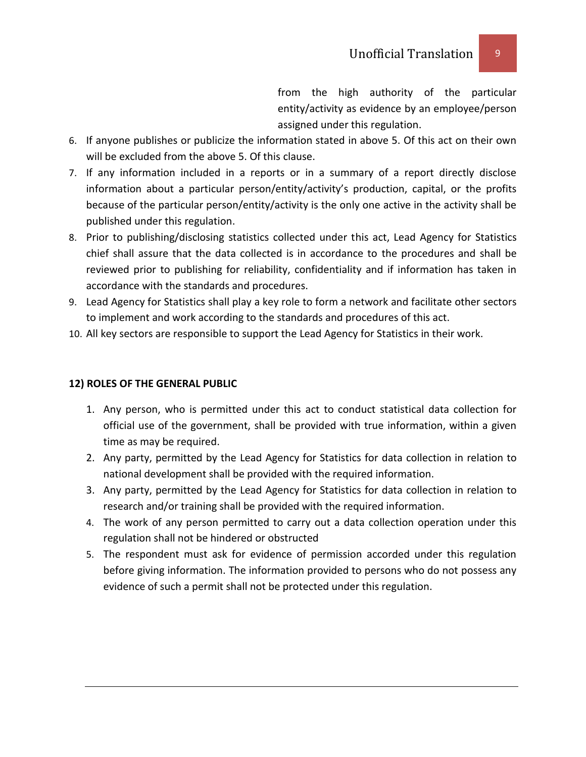from the high authority of the particular entity/activity as evidence by an employee/person assigned under this regulation.

6. If anyone publishes or publicize the information stated in above 5. Of this act on their own will be excluded from the above 5. Of this clause.
7. If any information included in a reports or in a summary of a report directly disclose information about a particular person/entity/activity's production, capital, or the profits because of the particular person/entity/activity is the only one active in the activity shall be published under this regulation.
8. Prior to publishing/disclosing statistics collected under this act, Lead Agency for Statistics chief shall assure that the data collected is in accordance to the procedures and shall be reviewed prior to publishing for reliability, confidentiality and if information has taken in accordance with the standards and procedures.
9. Lead Agency for Statistics shall play a key role to form a network and facilitate other sectors to implement and work according to the standards and procedures of this act.
10. All key sectors are responsible to support the Lead Agency for Statistics in their work.

**12) ROLES OF THE GENERAL PUBLIC**

1. Any person, who is permitted under this act to conduct statistical data collection for official use of the government, shall be provided with true information, within a given time as may be required.
2. Any party, permitted by the Lead Agency for Statistics for data collection in relation to national development shall be provided with the required information.
3. Any party, permitted by the Lead Agency for Statistics for data collection in relation to research and/or training shall be provided with the required information.
4. The work of any person permitted to carry out a data collection operation under this regulation shall not be hindered or obstructed
5. The respondent must ask for evidence of permission accorded under this regulation before giving information. The information provided to persons who do not possess any evidence of such a permit shall not be protected under this regulation.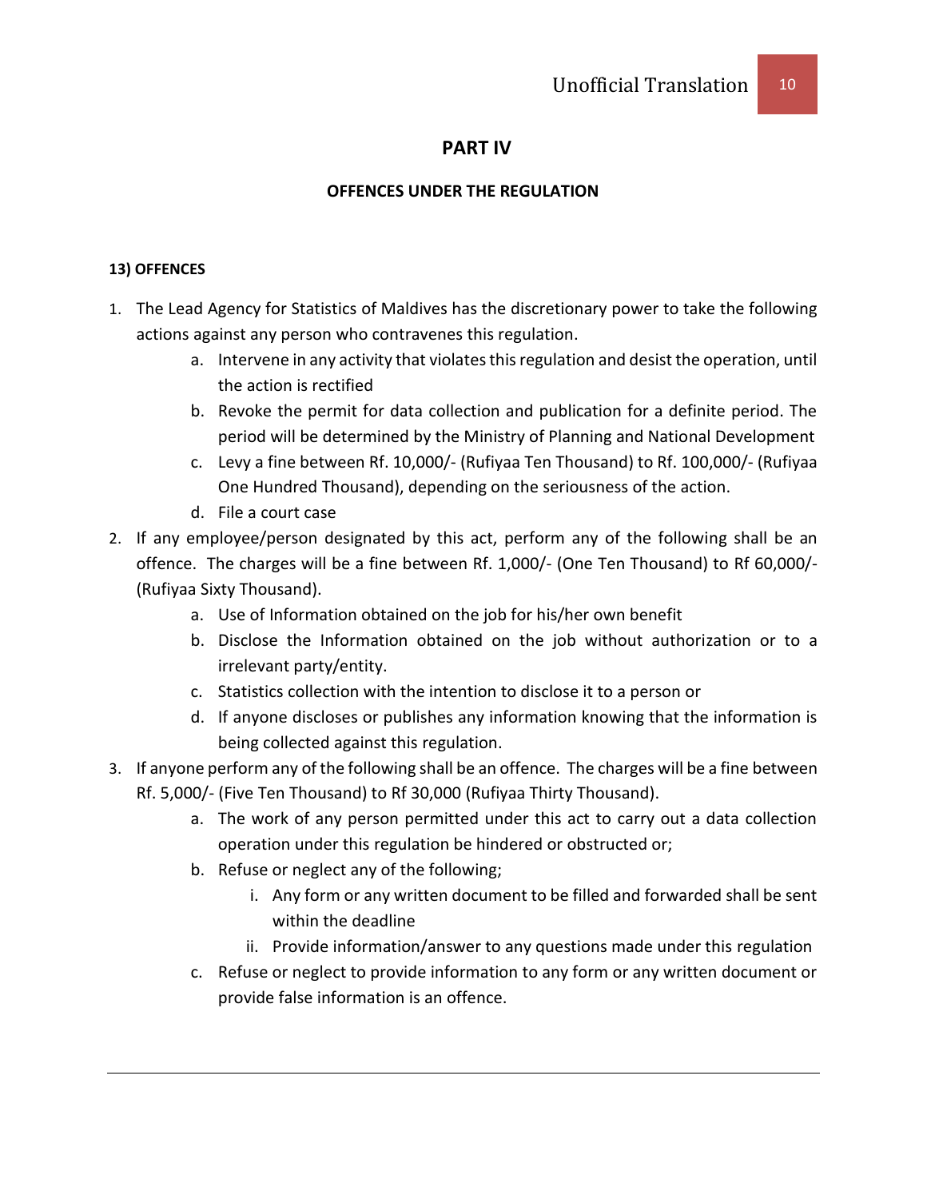# PART IV

## OFFENCES UNDER THE REGULATION

### 13) OFFENCES

1. The Lead Agency for Statistics of Maldives has the discretionary power to take the following actions against any person who contravenes this regulation.
    a. Intervene in any activity that violates this regulation and desist the operation, until the action is rectified
    b. Revoke the permit for data collection and publication for a definite period. The period will be determined by the Ministry of Planning and National Development
    c. Levy a fine between Rf. 10,000/- (Rufiyaa Ten Thousand) to Rf. 100,000/- (Rufiyaa One Hundred Thousand), depending on the seriousness of the action.
    d. File a court case
2. If any employee/person designated by this act, perform any of the following shall be an offence. The charges will be a fine between Rf. 1,000/- (One Ten Thousand) to Rf 60,000/- (Rufiyaa Sixty Thousand).
    a. Use of Information obtained on the job for his/her own benefit
    b. Disclose the Information obtained on the job without authorization or to a irrelevant party/entity.
    c. Statistics collection with the intention to disclose it to a person or
    d. If anyone discloses or publishes any information knowing that the information is being collected against this regulation.
3. If anyone perform any of the following shall be an offence. The charges will be a fine between Rf. 5,000/- (Five Ten Thousand) to Rf 30,000 (Rufiyaa Thirty Thousand).
    a. The work of any person permitted under this act to carry out a data collection operation under this regulation be hindered or obstructed or;
    b. Refuse or neglect any of the following;
        i. Any form or any written document to be filled and forwarded shall be sent within the deadline
        ii. Provide information/answer to any questions made under this regulation
    c. Refuse or neglect to provide information to any form or any written document or provide false information is an offence.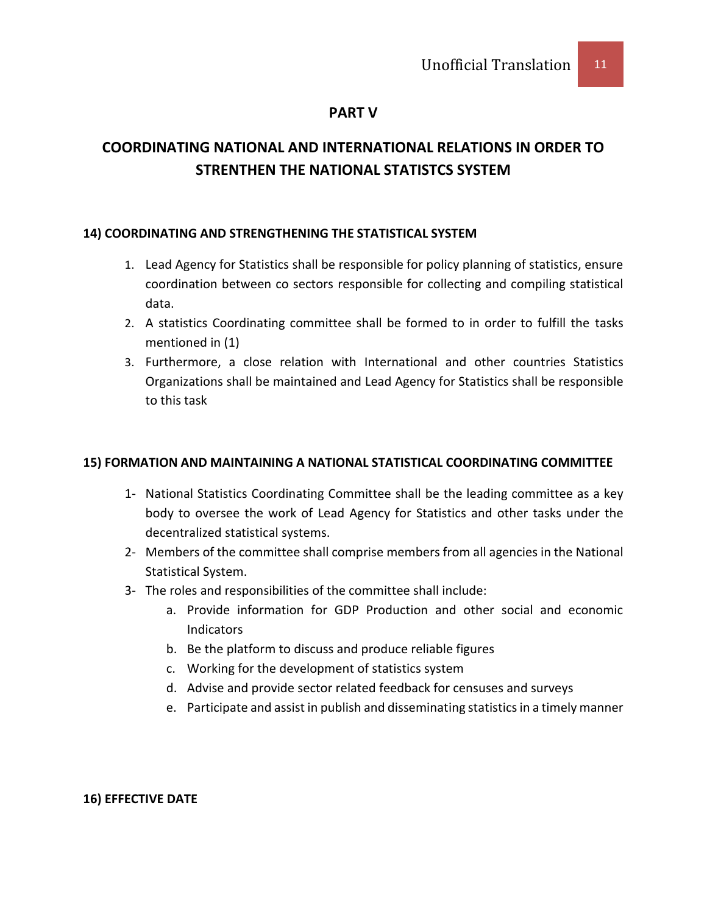## PART V

## COORDINATING NATIONAL AND INTERNATIONAL RELATIONS IN ORDER TO STRENTHEN THE NATIONAL STATISTCS SYSTEM

### 14) COORDINATING AND STRENGTHENING THE STATISTICAL SYSTEM

1. Lead Agency for Statistics shall be responsible for policy planning of statistics, ensure coordination between co sectors responsible for collecting and compiling statistical data.
2. A statistics Coordinating committee shall be formed to in order to fulfill the tasks mentioned in (1)
3. Furthermore, a close relation with International and other countries Statistics Organizations shall be maintained and Lead Agency for Statistics shall be responsible to this task

### 15) FORMATION AND MAINTAINING A NATIONAL STATISTICAL COORDINATING COMMITTEE

1- National Statistics Coordinating Committee shall be the leading committee as a key body to oversee the work of Lead Agency for Statistics and other tasks under the decentralized statistical systems.

2- Members of the committee shall comprise members from all agencies in the National Statistical System.

3- The roles and responsibilities of the committee shall include:

   a. Provide information for GDP Production and other social and economic Indicators
   b. Be the platform to discuss and produce reliable figures
   c. Working for the development of statistics system
   d. Advise and provide sector related feedback for censuses and surveys
   e. Participate and assist in publish and disseminating statistics in a timely manner

### 16) EFFECTIVE DATE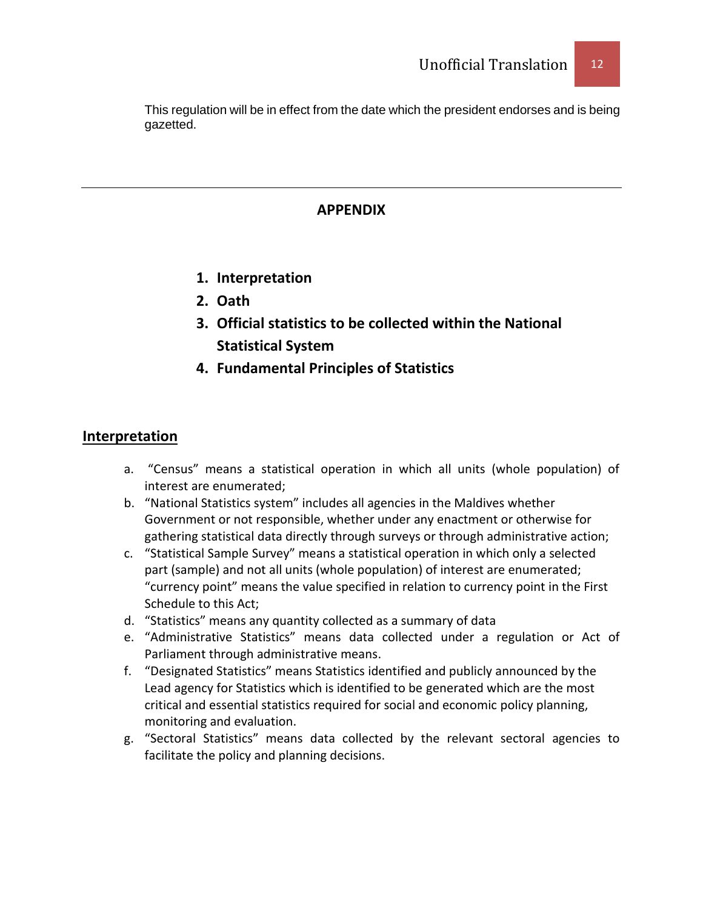This regulation will be in effect from the date which the president endorses and is being gazetted.

---

## APPENDIX

1. **Interpretation**
2. **Oath**
3. **Official statistics to be collected within the National Statistical System**
4. **Fundamental Principles of Statistics**

## Interpretation

a. "Census" means a statistical operation in which all units (whole population) of interest are enumerated;
b. "National Statistics system" includes all agencies in the Maldives whether Government or not responsible, whether under any enactment or otherwise for gathering statistical data directly through surveys or through administrative action;
c. "Statistical Sample Survey" means a statistical operation in which only a selected part (sample) and not all units (whole population) of interest are enumerated; "currency point" means the value specified in relation to currency point in the First Schedule to this Act;
d. "Statistics" means any quantity collected as a summary of data
e. "Administrative Statistics" means data collected under a regulation or Act of Parliament through administrative means.
f. "Designated Statistics" means Statistics identified and publicly announced by the Lead agency for Statistics which is identified to be generated which are the most critical and essential statistics required for social and economic policy planning, monitoring and evaluation.
g. "Sectoral Statistics" means data collected by the relevant sectoral agencies to facilitate the policy and planning decisions.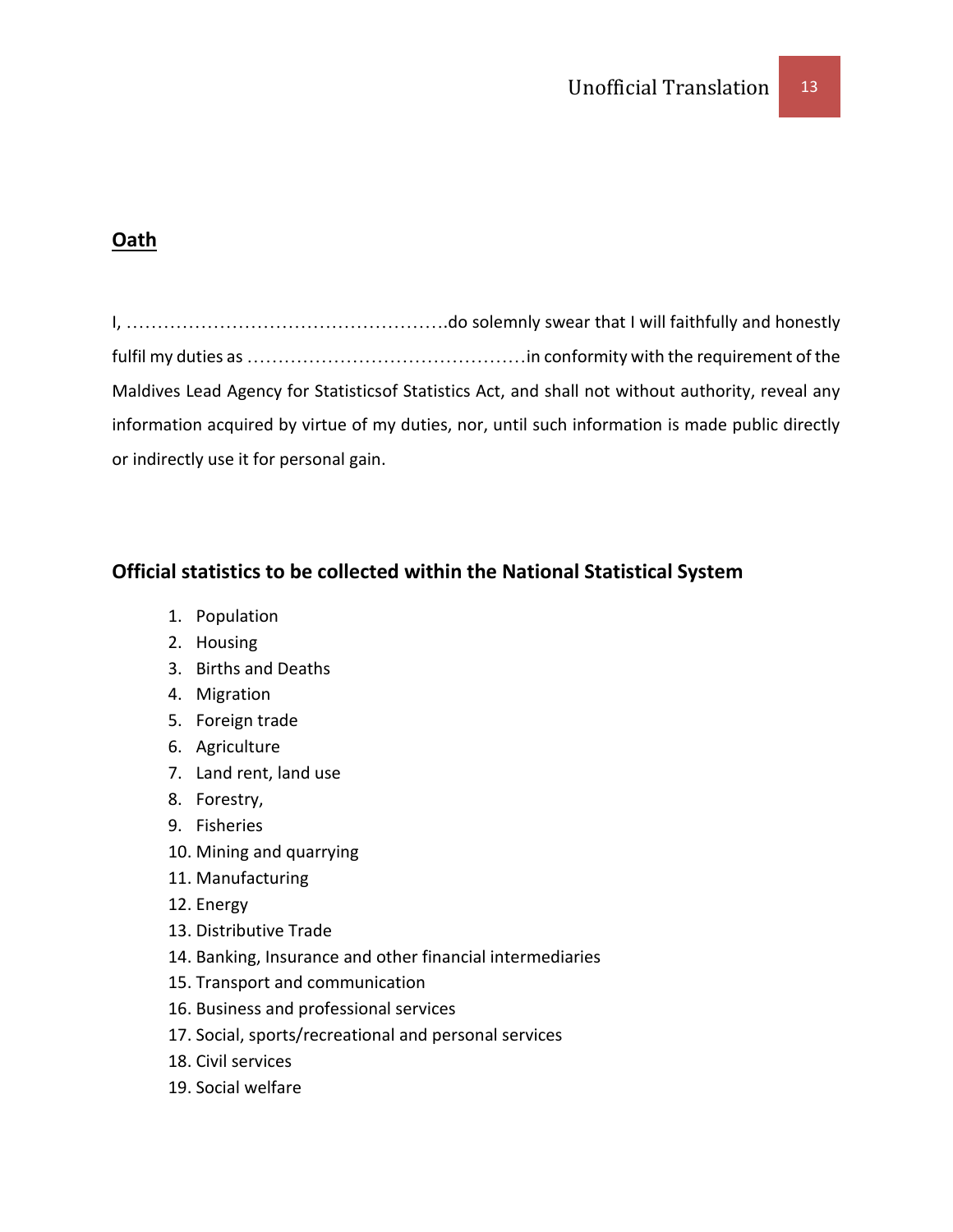## Oath

I, ……………………………………………….do solemnly swear that I will faithfully and honestly fulfil my duties as ………………………………………in conformity with the requirement of the Maldives Lead Agency for Statisticsof Statistics Act, and shall not without authority, reveal any information acquired by virtue of my duties, nor, until such information is made public directly or indirectly use it for personal gain.

## Official statistics to be collected within the National Statistical System

1. Population
2. Housing
3. Births and Deaths
4. Migration
5. Foreign trade
6. Agriculture
7. Land rent, land use
8. Forestry,
9. Fisheries
10. Mining and quarrying
11. Manufacturing
12. Energy
13. Distributive Trade
14. Banking, Insurance and other financial intermediaries
15. Transport and communication
16. Business and professional services
17. Social, sports/recreational and personal services
18. Civil services
19. Social welfare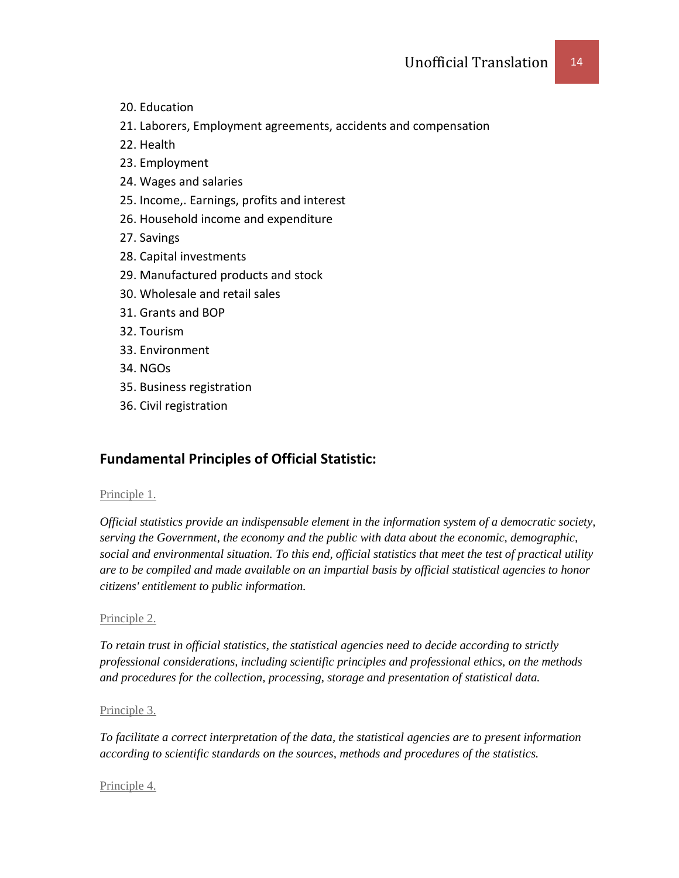20. Education
21. Laborers, Employment agreements, accidents and compensation
22. Health
23. Employment
24. Wages and salaries
25. Income,. Earnings, profits and interest
26. Household income and expenditure
27. Savings
28. Capital investments
29. Manufactured products and stock
30. Wholesale and retail sales
31. Grants and BOP
32. Tourism
33. Environment
34. NGOs
35. Business registration
36. Civil registration

## Fundamental Principles of Official Statistic:

Principle 1.

*Official statistics provide an indispensable element in the information system of a democratic society, serving the Government, the economy and the public with data about the economic, demographic, social and environmental situation. To this end, official statistics that meet the test of practical utility are to be compiled and made available on an impartial basis by official statistical agencies to honor citizens' entitlement to public information.*

Principle 2.

*To retain trust in official statistics, the statistical agencies need to decide according to strictly professional considerations, including scientific principles and professional ethics, on the methods and procedures for the collection, processing, storage and presentation of statistical data.*

Principle 3.

*To facilitate a correct interpretation of the data, the statistical agencies are to present information according to scientific standards on the sources, methods and procedures of the statistics.*

Principle 4.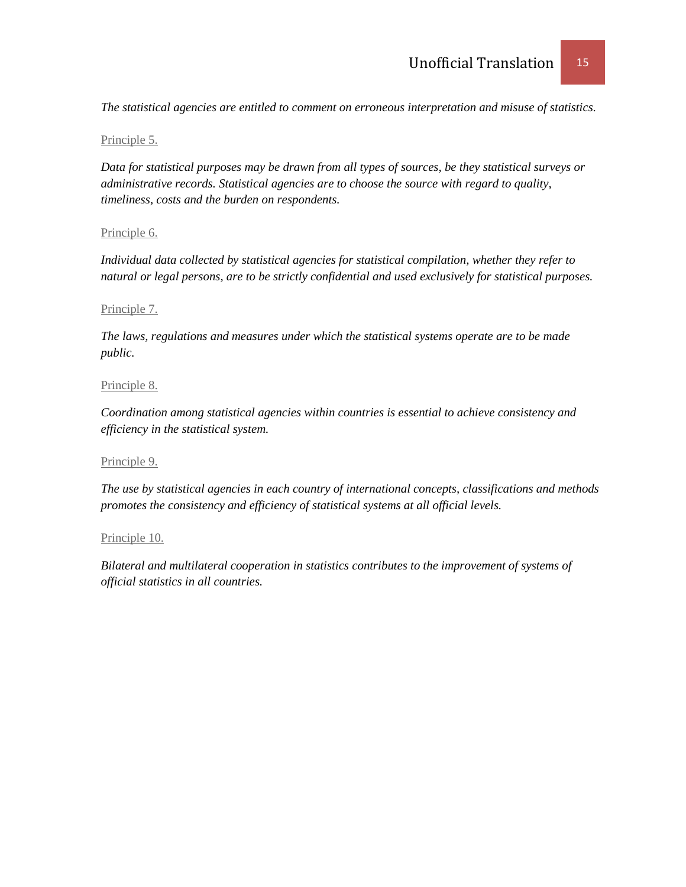*The statistical agencies are entitled to comment on erroneous interpretation and misuse of statistics.*

Principle 5.

*Data for statistical purposes may be drawn from all types of sources, be they statistical surveys or administrative records. Statistical agencies are to choose the source with regard to quality, timeliness, costs and the burden on respondents.*

Principle 6.

*Individual data collected by statistical agencies for statistical compilation, whether they refer to natural or legal persons, are to be strictly confidential and used exclusively for statistical purposes.*

Principle 7.

*The laws, regulations and measures under which the statistical systems operate are to be made public.*

Principle 8.

*Coordination among statistical agencies within countries is essential to achieve consistency and efficiency in the statistical system.*

Principle 9.

*The use by statistical agencies in each country of international concepts, classifications and methods promotes the consistency and efficiency of statistical systems at all official levels.*

Principle 10.

*Bilateral and multilateral cooperation in statistics contributes to the improvement of systems of official statistics in all countries.*